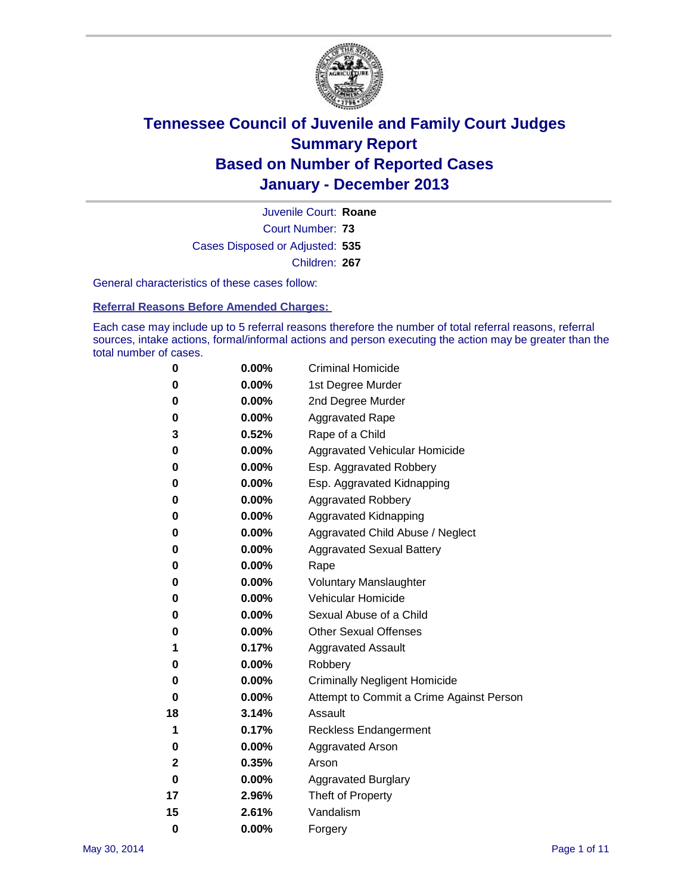# Tennessee Council of Juvenile and Family Court Judges
# Summary Report
# Based on Number of Reported Cases
# January - December 2013

Juvenile Court: **Roane**
Court Number: **73**
Cases Disposed or Adjusted: **535**
Children: **267**

General characteristics of these cases follow:

### Referral Reasons Before Amended Charges:

Each case may include up to 5 referral reasons therefore the number of total referral reasons, referral sources, intake actions, formal/informal actions and person executing the action may be greater than the total number of cases.

| | | |
|---|---|---|
| 0 | 0.00% | Criminal Homicide |
| 0 | 0.00% | 1st Degree Murder |
| 0 | 0.00% | 2nd Degree Murder |
| 0 | 0.00% | Aggravated Rape |
| 3 | 0.52% | Rape of a Child |
| 0 | 0.00% | Aggravated Vehicular Homicide |
| 0 | 0.00% | Esp. Aggravated Robbery |
| 0 | 0.00% | Esp. Aggravated Kidnapping |
| 0 | 0.00% | Aggravated Robbery |
| 0 | 0.00% | Aggravated Kidnapping |
| 0 | 0.00% | Aggravated Child Abuse / Neglect |
| 0 | 0.00% | Aggravated Sexual Battery |
| 0 | 0.00% | Rape |
| 0 | 0.00% | Voluntary Manslaughter |
| 0 | 0.00% | Vehicular Homicide |
| 0 | 0.00% | Sexual Abuse of a Child |
| 0 | 0.00% | Other Sexual Offenses |
| 1 | 0.17% | Aggravated Assault |
| 0 | 0.00% | Robbery |
| 0 | 0.00% | Criminally Negligent Homicide |
| 0 | 0.00% | Attempt to Commit a Crime Against Person |
| 18 | 3.14% | Assault |
| 1 | 0.17% | Reckless Endangerment |
| 0 | 0.00% | Aggravated Arson |
| 2 | 0.35% | Arson |
| 0 | 0.00% | Aggravated Burglary |
| 17 | 2.96% | Theft of Property |
| 15 | 2.61% | Vandalism |
| 0 | 0.00% | Forgery |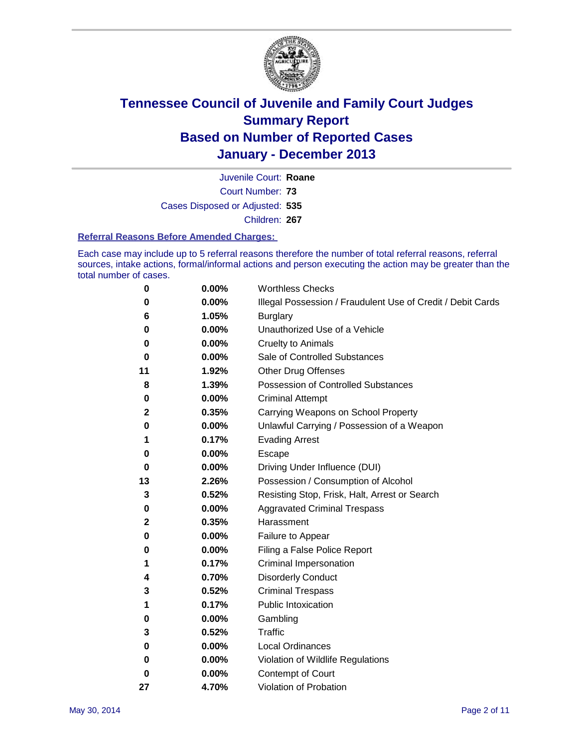# Tennessee Council of Juvenile and Family Court Judges
## Summary Report
## Based on Number of Reported Cases
## January - December 2013

Juvenile Court: **Roane**

Court Number: **73**

Cases Disposed or Adjusted: **535**

Children: **267**

### Referral Reasons Before Amended Charges:

Each case may include up to 5 referral reasons therefore the number of total referral reasons, referral sources, intake actions, formal/informal actions and person executing the action may be greater than the total number of cases.

| Count | Percent | Referral Reason |
|---|---|---|
| 0 | 0.00% | Worthless Checks |
| 0 | 0.00% | Illegal Possession / Fraudulent Use of Credit / Debit Cards |
| 6 | 1.05% | Burglary |
| 0 | 0.00% | Unauthorized Use of a Vehicle |
| 0 | 0.00% | Cruelty to Animals |
| 0 | 0.00% | Sale of Controlled Substances |
| 11 | 1.92% | Other Drug Offenses |
| 8 | 1.39% | Possession of Controlled Substances |
| 0 | 0.00% | Criminal Attempt |
| 2 | 0.35% | Carrying Weapons on School Property |
| 0 | 0.00% | Unlawful Carrying / Possession of a Weapon |
| 1 | 0.17% | Evading Arrest |
| 0 | 0.00% | Escape |
| 0 | 0.00% | Driving Under Influence (DUI) |
| 13 | 2.26% | Possession / Consumption of Alcohol |
| 3 | 0.52% | Resisting Stop, Frisk, Halt, Arrest or Search |
| 0 | 0.00% | Aggravated Criminal Trespass |
| 2 | 0.35% | Harassment |
| 0 | 0.00% | Failure to Appear |
| 0 | 0.00% | Filing a False Police Report |
| 1 | 0.17% | Criminal Impersonation |
| 4 | 0.70% | Disorderly Conduct |
| 3 | 0.52% | Criminal Trespass |
| 1 | 0.17% | Public Intoxication |
| 0 | 0.00% | Gambling |
| 3 | 0.52% | Traffic |
| 0 | 0.00% | Local Ordinances |
| 0 | 0.00% | Violation of Wildlife Regulations |
| 0 | 0.00% | Contempt of Court |
| 27 | 4.70% | Violation of Probation |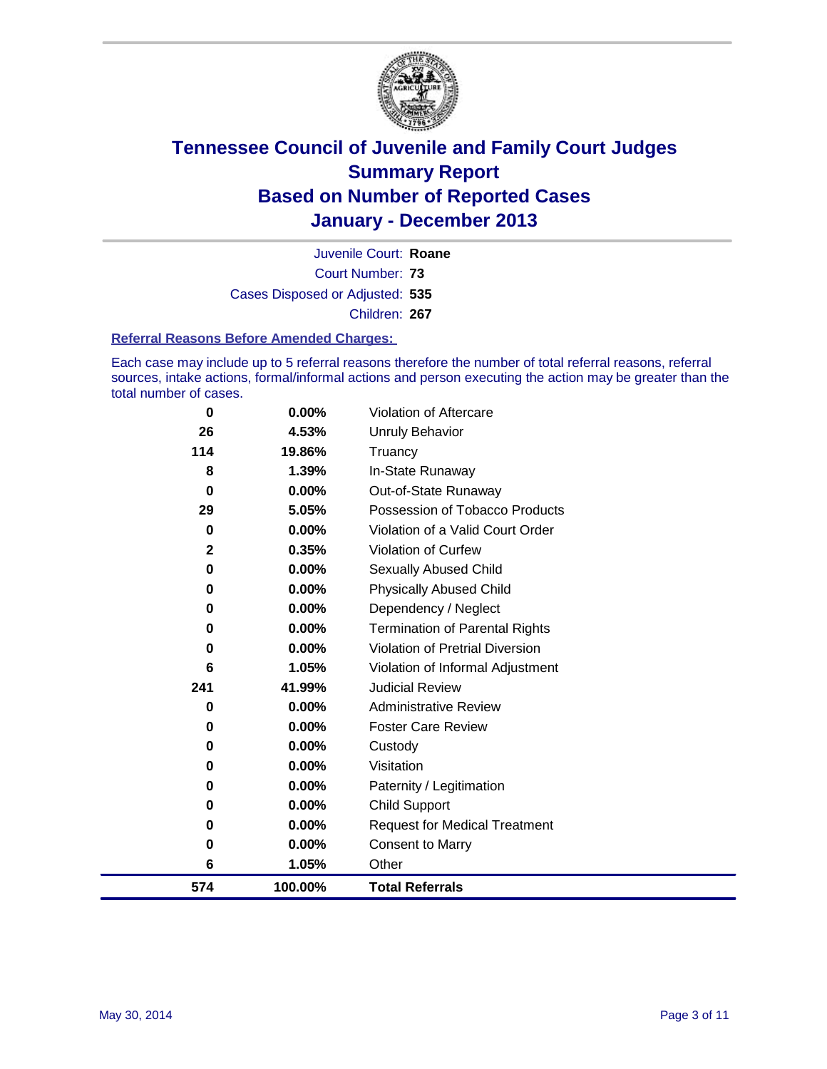# Tennessee Council of Juvenile and Family Court Judges
# Summary Report
# Based on Number of Reported Cases
# January - December 2013

Juvenile Court: **Roane**

Court Number: **73**

Cases Disposed or Adjusted: **535**

Children: **267**

### Referral Reasons Before Amended Charges:

Each case may include up to 5 referral reasons therefore the number of total referral reasons, referral sources, intake actions, formal/informal actions and person executing the action may be greater than the total number of cases.

| | | |
|---|---|---|
| 0 | 0.00% | Violation of Aftercare |
| 26 | 4.53% | Unruly Behavior |
| 114 | 19.86% | Truancy |
| 8 | 1.39% | In-State Runaway |
| 0 | 0.00% | Out-of-State Runaway |
| 29 | 5.05% | Possession of Tobacco Products |
| 0 | 0.00% | Violation of a Valid Court Order |
| 2 | 0.35% | Violation of Curfew |
| 0 | 0.00% | Sexually Abused Child |
| 0 | 0.00% | Physically Abused Child |
| 0 | 0.00% | Dependency / Neglect |
| 0 | 0.00% | Termination of Parental Rights |
| 0 | 0.00% | Violation of Pretrial Diversion |
| 6 | 1.05% | Violation of Informal Adjustment |
| 241 | 41.99% | Judicial Review |
| 0 | 0.00% | Administrative Review |
| 0 | 0.00% | Foster Care Review |
| 0 | 0.00% | Custody |
| 0 | 0.00% | Visitation |
| 0 | 0.00% | Paternity / Legitimation |
| 0 | 0.00% | Child Support |
| 0 | 0.00% | Request for Medical Treatment |
| 0 | 0.00% | Consent to Marry |
| 6 | 1.05% | Other |
| **574** | **100.00%** | **Total Referrals** |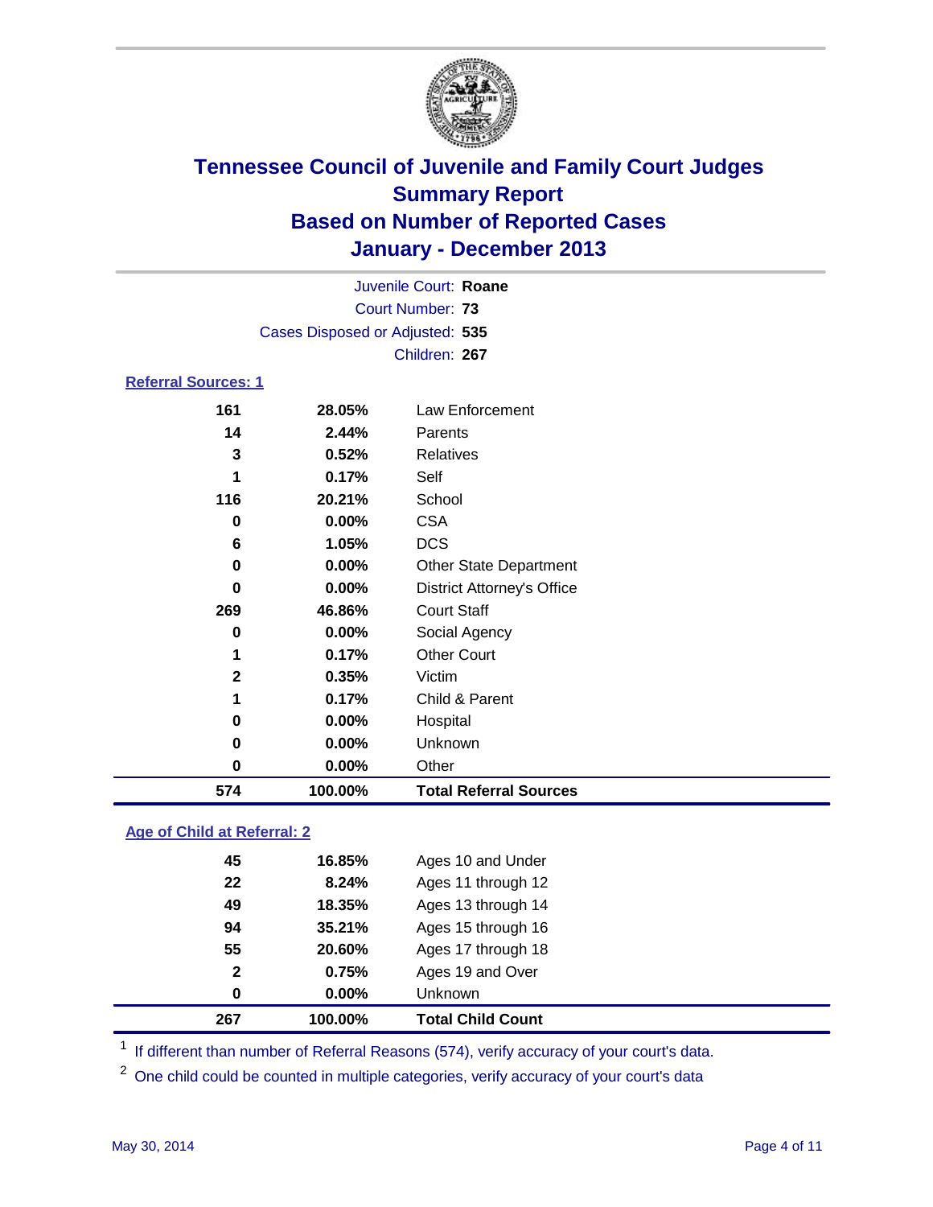# Tennessee Council of Juvenile and Family Court Judges
## Summary Report
## Based on Number of Reported Cases
## January - December 2013

Juvenile Court: **Roane**
Court Number: **73**
Cases Disposed or Adjusted: **535**
Children: **267**

### Referral Sources: 1

| | | |
|---|---|---|
| 161 | 28.05% | Law Enforcement |
| 14 | 2.44% | Parents |
| 3 | 0.52% | Relatives |
| 1 | 0.17% | Self |
| 116 | 20.21% | School |
| 0 | 0.00% | CSA |
| 6 | 1.05% | DCS |
| 0 | 0.00% | Other State Department |
| 0 | 0.00% | District Attorney's Office |
| 269 | 46.86% | Court Staff |
| 0 | 0.00% | Social Agency |
| 1 | 0.17% | Other Court |
| 2 | 0.35% | Victim |
| 1 | 0.17% | Child & Parent |
| 0 | 0.00% | Hospital |
| 0 | 0.00% | Unknown |
| 0 | 0.00% | Other |
| **574** | **100.00%** | **Total Referral Sources** |

### Age of Child at Referral: 2

| | | |
|---|---|---|
| 45 | 16.85% | Ages 10 and Under |
| 22 | 8.24% | Ages 11 through 12 |
| 49 | 18.35% | Ages 13 through 14 |
| 94 | 35.21% | Ages 15 through 16 |
| 55 | 20.60% | Ages 17 through 18 |
| 2 | 0.75% | Ages 19 and Over |
| 0 | 0.00% | Unknown |
| **267** | **100.00%** | **Total Child Count** |

[1] If different than number of Referral Reasons (574), verify accuracy of your court's data.

[2] One child could be counted in multiple categories, verify accuracy of your court's data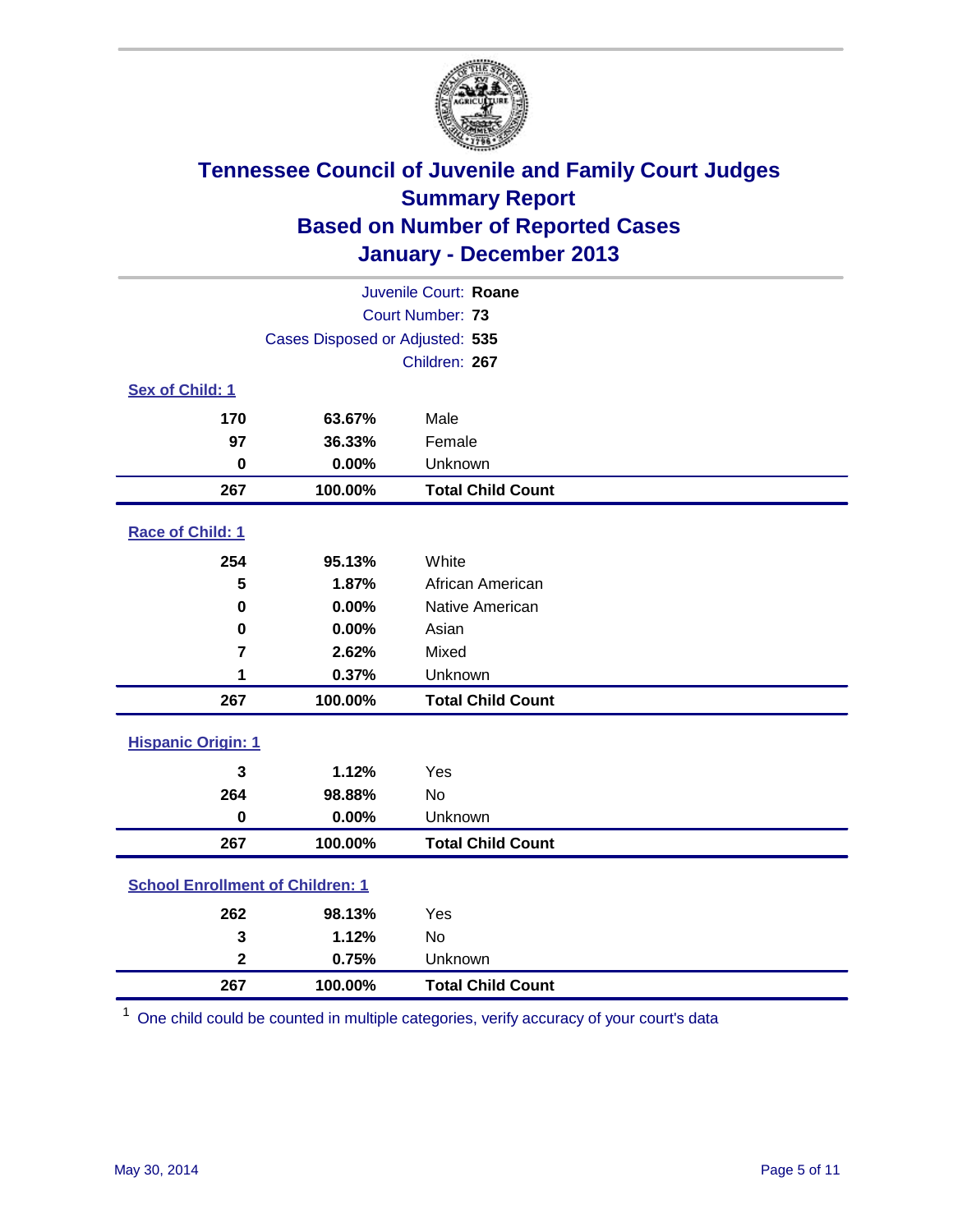# Tennessee Council of Juvenile and Family Court Judges
## Summary Report
## Based on Number of Reported Cases
## January - December 2013

Juvenile Court: **Roane**
Court Number: **73**
Cases Disposed or Adjusted: **535**
Children: **267**

### Sex of Child: 1

| Count | Percent | Category |
|---|---|---|
| 170 | 63.67% | Male |
| 97 | 36.33% | Female |
| 0 | 0.00% | Unknown |
| **267** | **100.00%** | **Total Child Count** |

### Race of Child: 1

| Count | Percent | Category |
|---|---|---|
| 254 | 95.13% | White |
| 5 | 1.87% | African American |
| 0 | 0.00% | Native American |
| 0 | 0.00% | Asian |
| 7 | 2.62% | Mixed |
| 1 | 0.37% | Unknown |
| **267** | **100.00%** | **Total Child Count** |

### Hispanic Origin: 1

| Count | Percent | Category |
|---|---|---|
| 3 | 1.12% | Yes |
| 264 | 98.88% | No |
| 0 | 0.00% | Unknown |
| **267** | **100.00%** | **Total Child Count** |

### School Enrollment of Children: 1

| Count | Percent | Category |
|---|---|---|
| 262 | 98.13% | Yes |
| 3 | 1.12% | No |
| 2 | 0.75% | Unknown |
| **267** | **100.00%** | **Total Child Count** |

[1] One child could be counted in multiple categories, verify accuracy of your court's data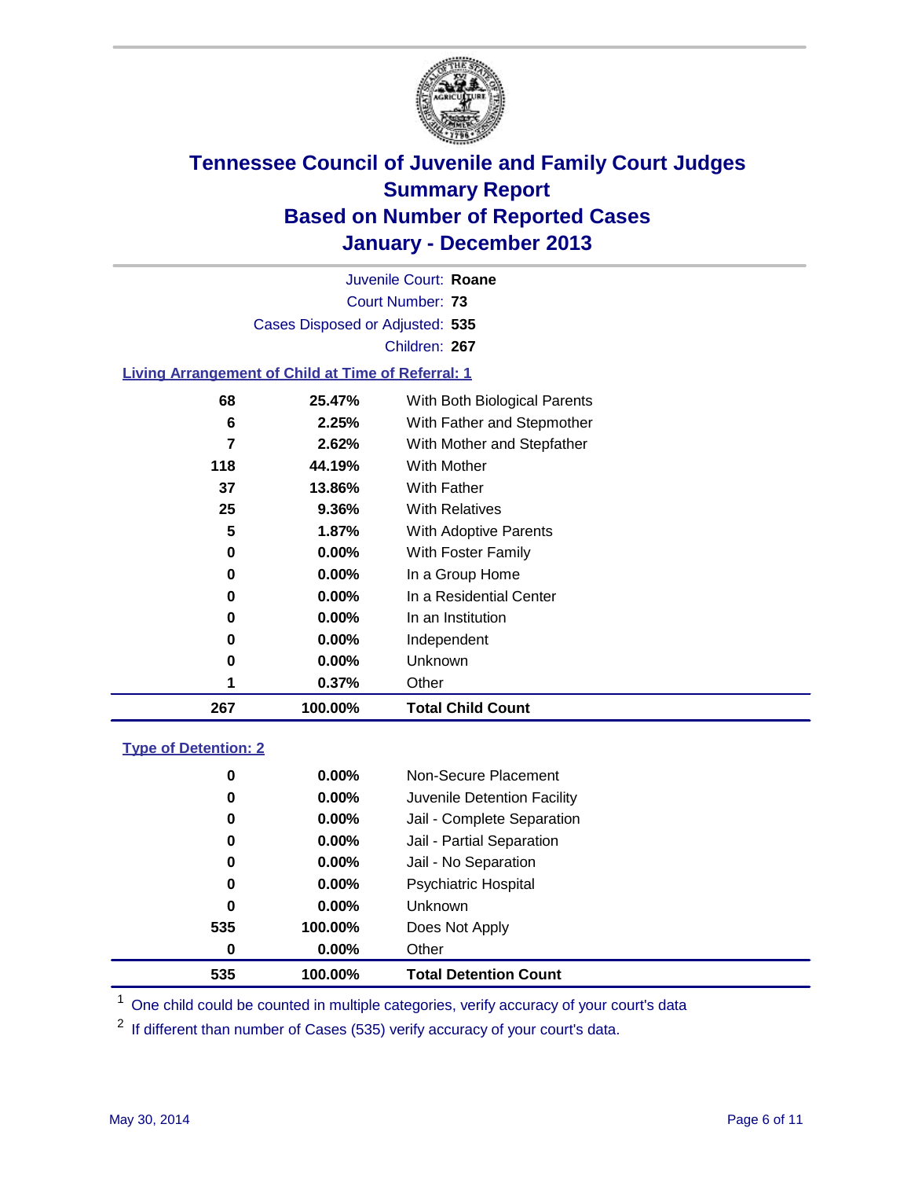# Tennessee Council of Juvenile and Family Court Judges
## Summary Report
## Based on Number of Reported Cases
## January - December 2013

Juvenile Court: **Roane**
Court Number: **73**
Cases Disposed or Adjusted: **535**
Children: **267**

### Living Arrangement of Child at Time of Referral: 1

| Count | Percent | Category |
|---|---|---|
| 68 | 25.47% | With Both Biological Parents |
| 6 | 2.25% | With Father and Stepmother |
| 7 | 2.62% | With Mother and Stepfather |
| 118 | 44.19% | With Mother |
| 37 | 13.86% | With Father |
| 25 | 9.36% | With Relatives |
| 5 | 1.87% | With Adoptive Parents |
| 0 | 0.00% | With Foster Family |
| 0 | 0.00% | In a Group Home |
| 0 | 0.00% | In a Residential Center |
| 0 | 0.00% | In an Institution |
| 0 | 0.00% | Independent |
| 0 | 0.00% | Unknown |
| 1 | 0.37% | Other |
| **267** | **100.00%** | **Total Child Count** |

### Type of Detention: 2

| Count | Percent | Category |
|---|---|---|
| 0 | 0.00% | Non-Secure Placement |
| 0 | 0.00% | Juvenile Detention Facility |
| 0 | 0.00% | Jail - Complete Separation |
| 0 | 0.00% | Jail - Partial Separation |
| 0 | 0.00% | Jail - No Separation |
| 0 | 0.00% | Psychiatric Hospital |
| 0 | 0.00% | Unknown |
| 535 | 100.00% | Does Not Apply |
| 0 | 0.00% | Other |
| **535** | **100.00%** | **Total Detention Count** |

[1] One child could be counted in multiple categories, verify accuracy of your court's data

[2] If different than number of Cases (535) verify accuracy of your court's data.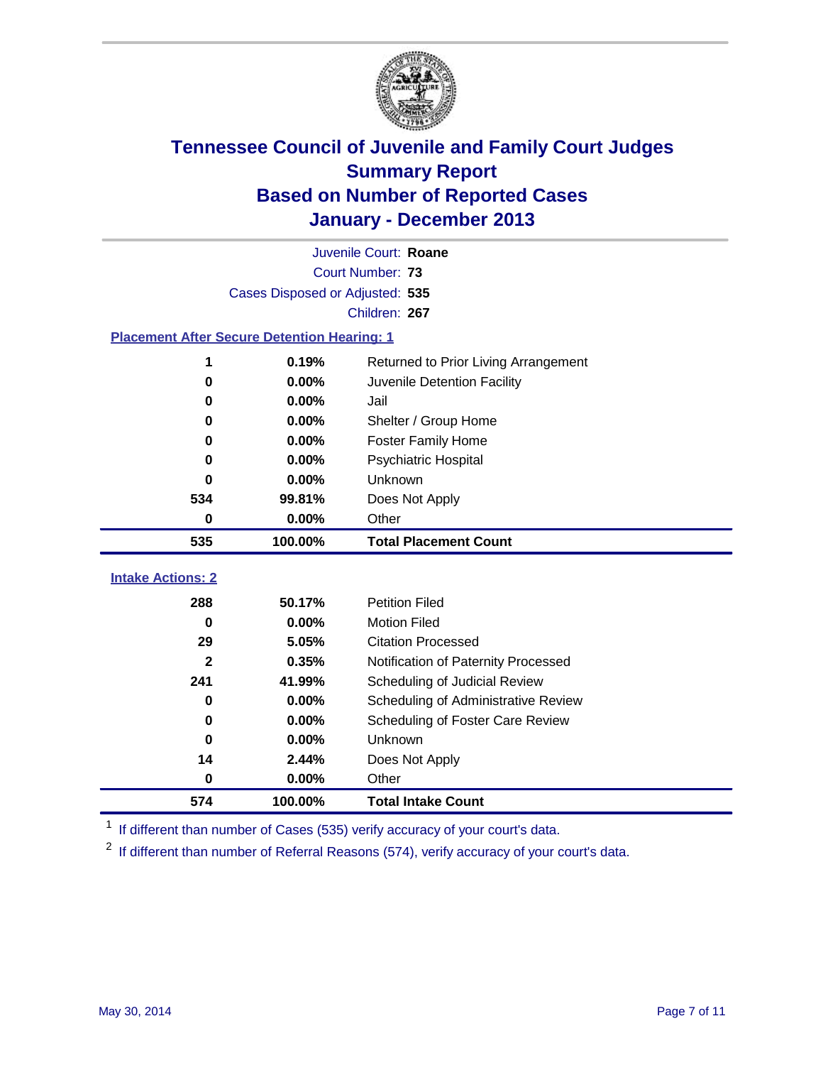# Tennessee Council of Juvenile and Family Court Judges
## Summary Report
## Based on Number of Reported Cases
## January - December 2013

Juvenile Court: **Roane**

Court Number: **73**

Cases Disposed or Adjusted: **535**

Children: **267**

### Placement After Secure Detention Hearing: 1

| | | |
|---|---|---|
| 1 | 0.19% | Returned to Prior Living Arrangement |
| 0 | 0.00% | Juvenile Detention Facility |
| 0 | 0.00% | Jail |
| 0 | 0.00% | Shelter / Group Home |
| 0 | 0.00% | Foster Family Home |
| 0 | 0.00% | Psychiatric Hospital |
| 0 | 0.00% | Unknown |
| 534 | 99.81% | Does Not Apply |
| 0 | 0.00% | Other |
| **535** | **100.00%** | **Total Placement Count** |

### Intake Actions: 2

| | | |
|---|---|---|
| 288 | 50.17% | Petition Filed |
| 0 | 0.00% | Motion Filed |
| 29 | 5.05% | Citation Processed |
| 2 | 0.35% | Notification of Paternity Processed |
| 241 | 41.99% | Scheduling of Judicial Review |
| 0 | 0.00% | Scheduling of Administrative Review |
| 0 | 0.00% | Scheduling of Foster Care Review |
| 0 | 0.00% | Unknown |
| 14 | 2.44% | Does Not Apply |
| 0 | 0.00% | Other |
| **574** | **100.00%** | **Total Intake Count** |

[1] If different than number of Cases (535) verify accuracy of your court's data.

[2] If different than number of Referral Reasons (574), verify accuracy of your court's data.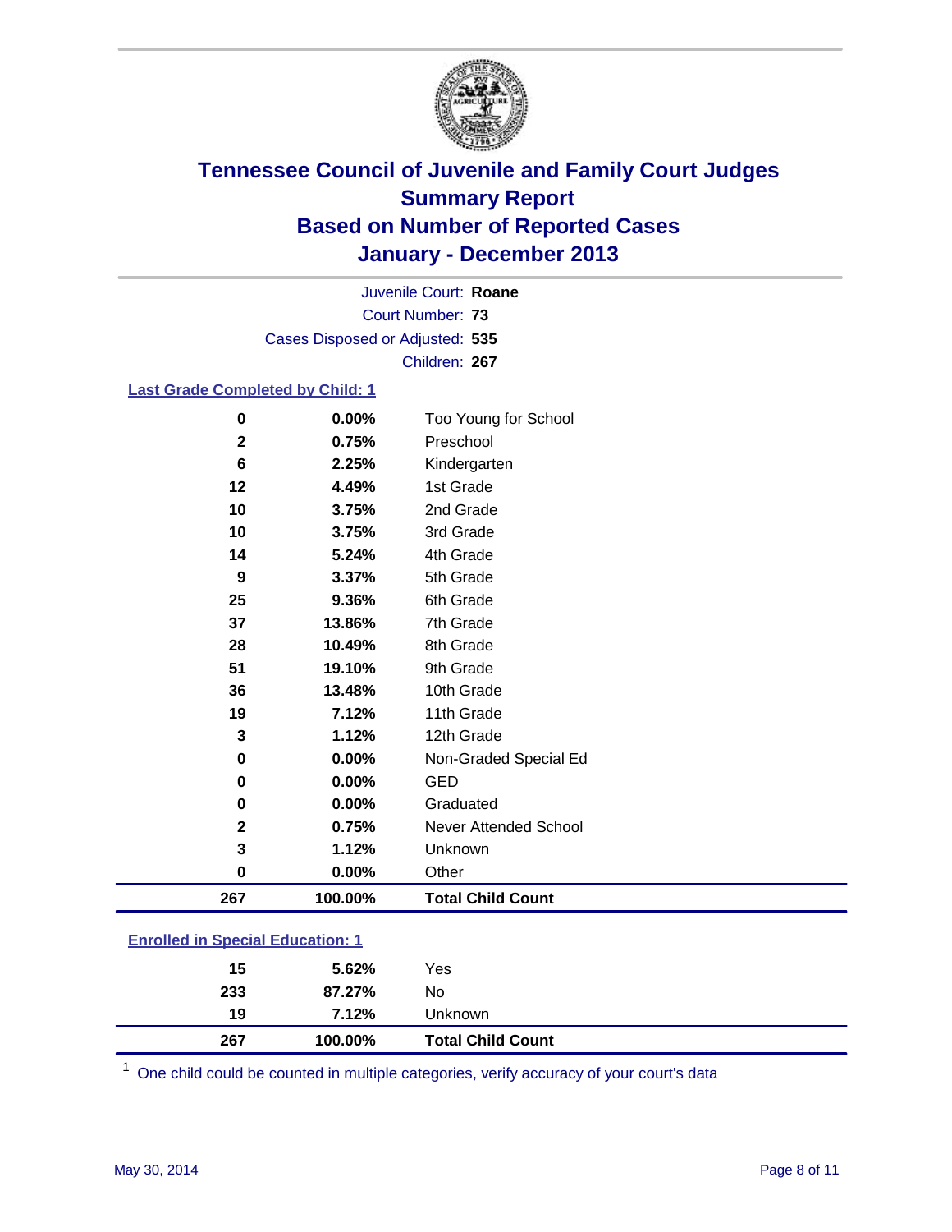# Tennessee Council of Juvenile and Family Court Judges
## Summary Report
## Based on Number of Reported Cases
## January - December 2013

Juvenile Court: **Roane**
Court Number: **73**
Cases Disposed or Adjusted: **535**
Children: **267**

### Last Grade Completed by Child: 1

| | | |
|---|---|---|
| 0 | 0.00% | Too Young for School |
| 2 | 0.75% | Preschool |
| 6 | 2.25% | Kindergarten |
| 12 | 4.49% | 1st Grade |
| 10 | 3.75% | 2nd Grade |
| 10 | 3.75% | 3rd Grade |
| 14 | 5.24% | 4th Grade |
| 9 | 3.37% | 5th Grade |
| 25 | 9.36% | 6th Grade |
| 37 | 13.86% | 7th Grade |
| 28 | 10.49% | 8th Grade |
| 51 | 19.10% | 9th Grade |
| 36 | 13.48% | 10th Grade |
| 19 | 7.12% | 11th Grade |
| 3 | 1.12% | 12th Grade |
| 0 | 0.00% | Non-Graded Special Ed |
| 0 | 0.00% | GED |
| 0 | 0.00% | Graduated |
| 2 | 0.75% | Never Attended School |
| 3 | 1.12% | Unknown |
| 0 | 0.00% | Other |
| **267** | **100.00%** | **Total Child Count** |

### Enrolled in Special Education: 1

| | | |
|---|---|---|
| 15 | 5.62% | Yes |
| 233 | 87.27% | No |
| 19 | 7.12% | Unknown |
| **267** | **100.00%** | **Total Child Count** |

[1] One child could be counted in multiple categories, verify accuracy of your court's data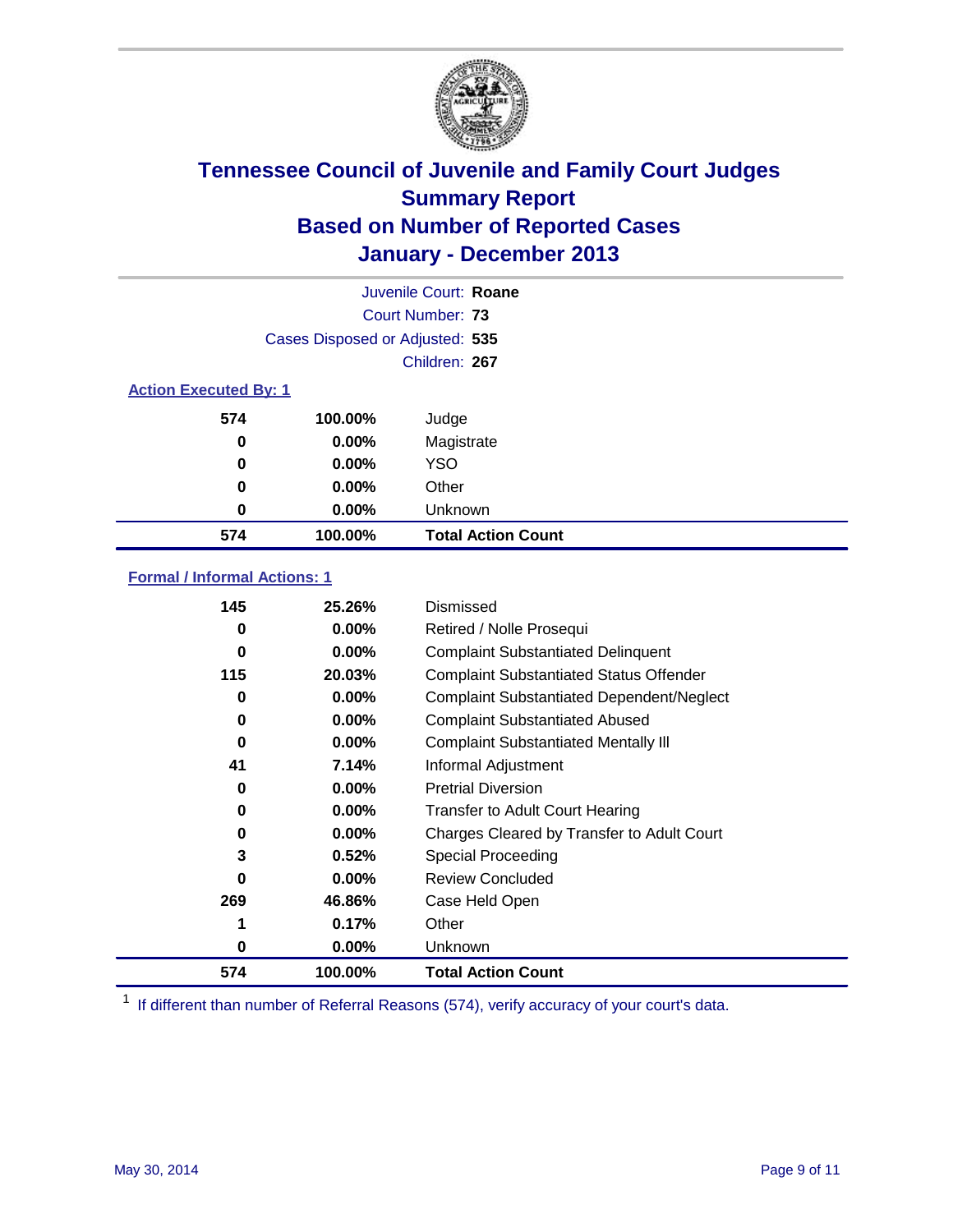# Tennessee Council of Juvenile and Family Court Judges
## Summary Report
## Based on Number of Reported Cases
## January - December 2013

Juvenile Court: **Roane**
Court Number: **73**
Cases Disposed or Adjusted: **535**
Children: **267**

### Action Executed By: 1

| | | |
|---|---|---|
| 574 | 100.00% | Judge |
| 0 | 0.00% | Magistrate |
| 0 | 0.00% | YSO |
| 0 | 0.00% | Other |
| 0 | 0.00% | Unknown |
| **574** | **100.00%** | **Total Action Count** |

### Formal / Informal Actions: 1

| | | |
|---|---|---|
| 145 | 25.26% | Dismissed |
| 0 | 0.00% | Retired / Nolle Prosequi |
| 0 | 0.00% | Complaint Substantiated Delinquent |
| 115 | 20.03% | Complaint Substantiated Status Offender |
| 0 | 0.00% | Complaint Substantiated Dependent/Neglect |
| 0 | 0.00% | Complaint Substantiated Abused |
| 0 | 0.00% | Complaint Substantiated Mentally Ill |
| 41 | 7.14% | Informal Adjustment |
| 0 | 0.00% | Pretrial Diversion |
| 0 | 0.00% | Transfer to Adult Court Hearing |
| 0 | 0.00% | Charges Cleared by Transfer to Adult Court |
| 3 | 0.52% | Special Proceeding |
| 0 | 0.00% | Review Concluded |
| 269 | 46.86% | Case Held Open |
| 1 | 0.17% | Other |
| 0 | 0.00% | Unknown |
| **574** | **100.00%** | **Total Action Count** |

[1] If different than number of Referral Reasons (574), verify accuracy of your court's data.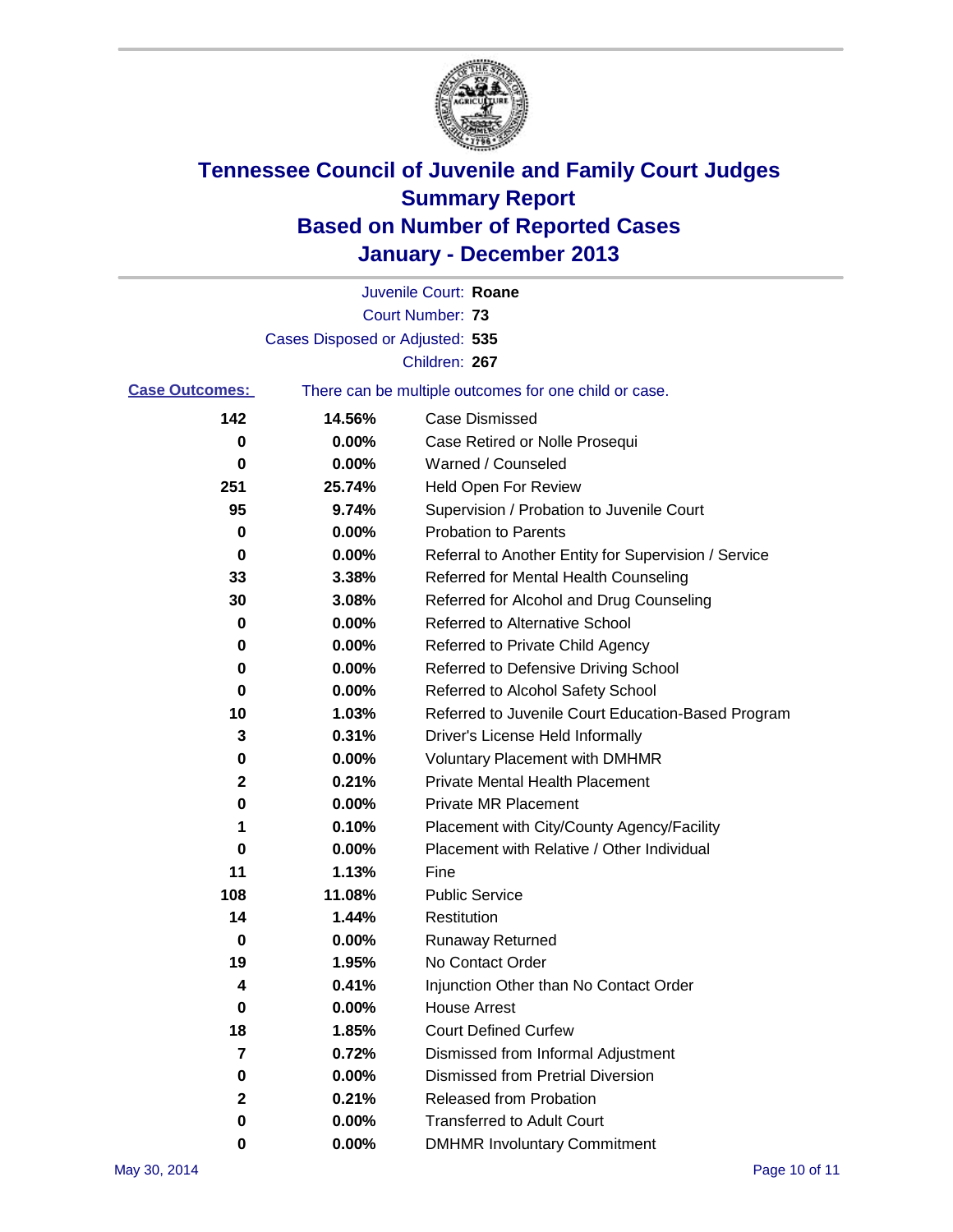# Tennessee Council of Juvenile and Family Court Judges
# Summary Report
# Based on Number of Reported Cases
# January - December 2013

Juvenile Court: **Roane**

Court Number: **73**

Cases Disposed or Adjusted: **535**

Children: **267**

**Case Outcomes:** There can be multiple outcomes for one child or case.

| | | |
|---|---|---|
| 142 | 14.56% | Case Dismissed |
| 0 | 0.00% | Case Retired or Nolle Prosequi |
| 0 | 0.00% | Warned / Counseled |
| 251 | 25.74% | Held Open For Review |
| 95 | 9.74% | Supervision / Probation to Juvenile Court |
| 0 | 0.00% | Probation to Parents |
| 0 | 0.00% | Referral to Another Entity for Supervision / Service |
| 33 | 3.38% | Referred for Mental Health Counseling |
| 30 | 3.08% | Referred for Alcohol and Drug Counseling |
| 0 | 0.00% | Referred to Alternative School |
| 0 | 0.00% | Referred to Private Child Agency |
| 0 | 0.00% | Referred to Defensive Driving School |
| 0 | 0.00% | Referred to Alcohol Safety School |
| 10 | 1.03% | Referred to Juvenile Court Education-Based Program |
| 3 | 0.31% | Driver's License Held Informally |
| 0 | 0.00% | Voluntary Placement with DMHMR |
| 2 | 0.21% | Private Mental Health Placement |
| 0 | 0.00% | Private MR Placement |
| 1 | 0.10% | Placement with City/County Agency/Facility |
| 0 | 0.00% | Placement with Relative / Other Individual |
| 11 | 1.13% | Fine |
| 108 | 11.08% | Public Service |
| 14 | 1.44% | Restitution |
| 0 | 0.00% | Runaway Returned |
| 19 | 1.95% | No Contact Order |
| 4 | 0.41% | Injunction Other than No Contact Order |
| 0 | 0.00% | House Arrest |
| 18 | 1.85% | Court Defined Curfew |
| 7 | 0.72% | Dismissed from Informal Adjustment |
| 0 | 0.00% | Dismissed from Pretrial Diversion |
| 2 | 0.21% | Released from Probation |
| 0 | 0.00% | Transferred to Adult Court |
| 0 | 0.00% | DMHMR Involuntary Commitment |

May 30, 2014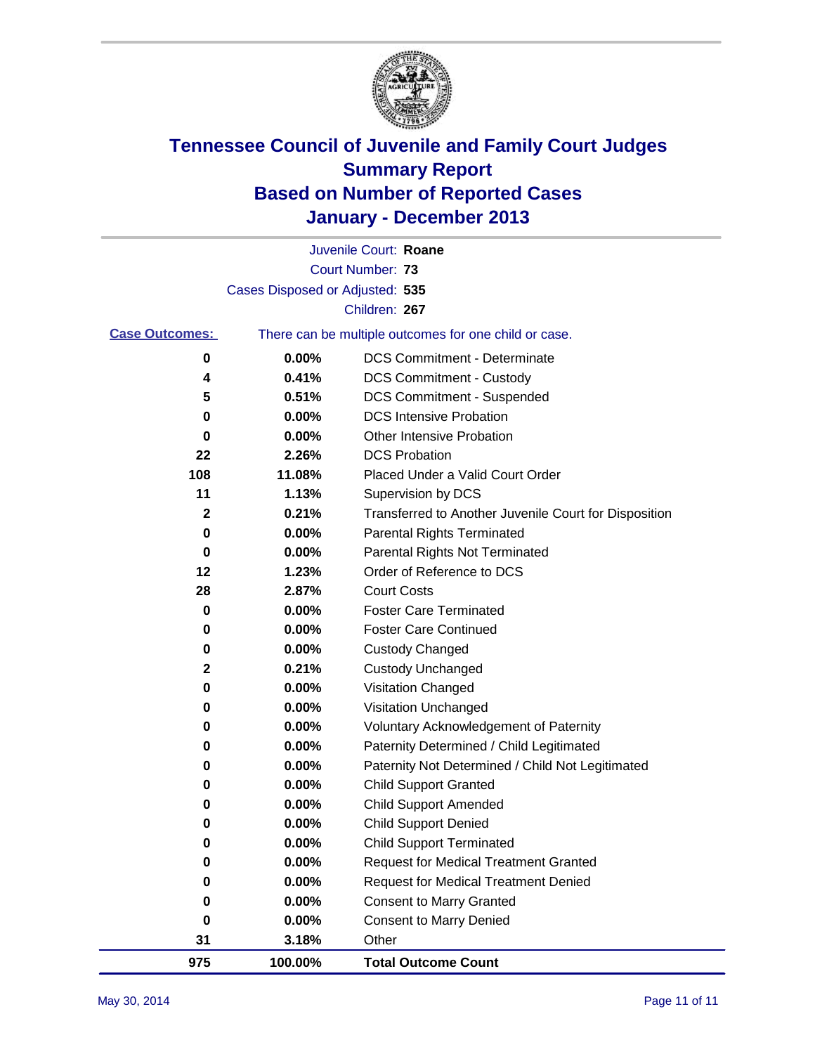# Tennessee Council of Juvenile and Family Court Judges
## Summary Report
## Based on Number of Reported Cases
## January - December 2013

Juvenile Court: **Roane**
Court Number: **73**
Cases Disposed or Adjusted: **535**
Children: **267**

**Case Outcomes:** There can be multiple outcomes for one child or case.

| | | |
|---|---|---|
| 0 | 0.00% | DCS Commitment - Determinate |
| 4 | 0.41% | DCS Commitment - Custody |
| 5 | 0.51% | DCS Commitment - Suspended |
| 0 | 0.00% | DCS Intensive Probation |
| 0 | 0.00% | Other Intensive Probation |
| 22 | 2.26% | DCS Probation |
| 108 | 11.08% | Placed Under a Valid Court Order |
| 11 | 1.13% | Supervision by DCS |
| 2 | 0.21% | Transferred to Another Juvenile Court for Disposition |
| 0 | 0.00% | Parental Rights Terminated |
| 0 | 0.00% | Parental Rights Not Terminated |
| 12 | 1.23% | Order of Reference to DCS |
| 28 | 2.87% | Court Costs |
| 0 | 0.00% | Foster Care Terminated |
| 0 | 0.00% | Foster Care Continued |
| 0 | 0.00% | Custody Changed |
| 2 | 0.21% | Custody Unchanged |
| 0 | 0.00% | Visitation Changed |
| 0 | 0.00% | Visitation Unchanged |
| 0 | 0.00% | Voluntary Acknowledgement of Paternity |
| 0 | 0.00% | Paternity Determined / Child Legitimated |
| 0 | 0.00% | Paternity Not Determined / Child Not Legitimated |
| 0 | 0.00% | Child Support Granted |
| 0 | 0.00% | Child Support Amended |
| 0 | 0.00% | Child Support Denied |
| 0 | 0.00% | Child Support Terminated |
| 0 | 0.00% | Request for Medical Treatment Granted |
| 0 | 0.00% | Request for Medical Treatment Denied |
| 0 | 0.00% | Consent to Marry Granted |
| 0 | 0.00% | Consent to Marry Denied |
| 31 | 3.18% | Other |
| **975** | **100.00%** | **Total Outcome Count** |

May 30, 2014